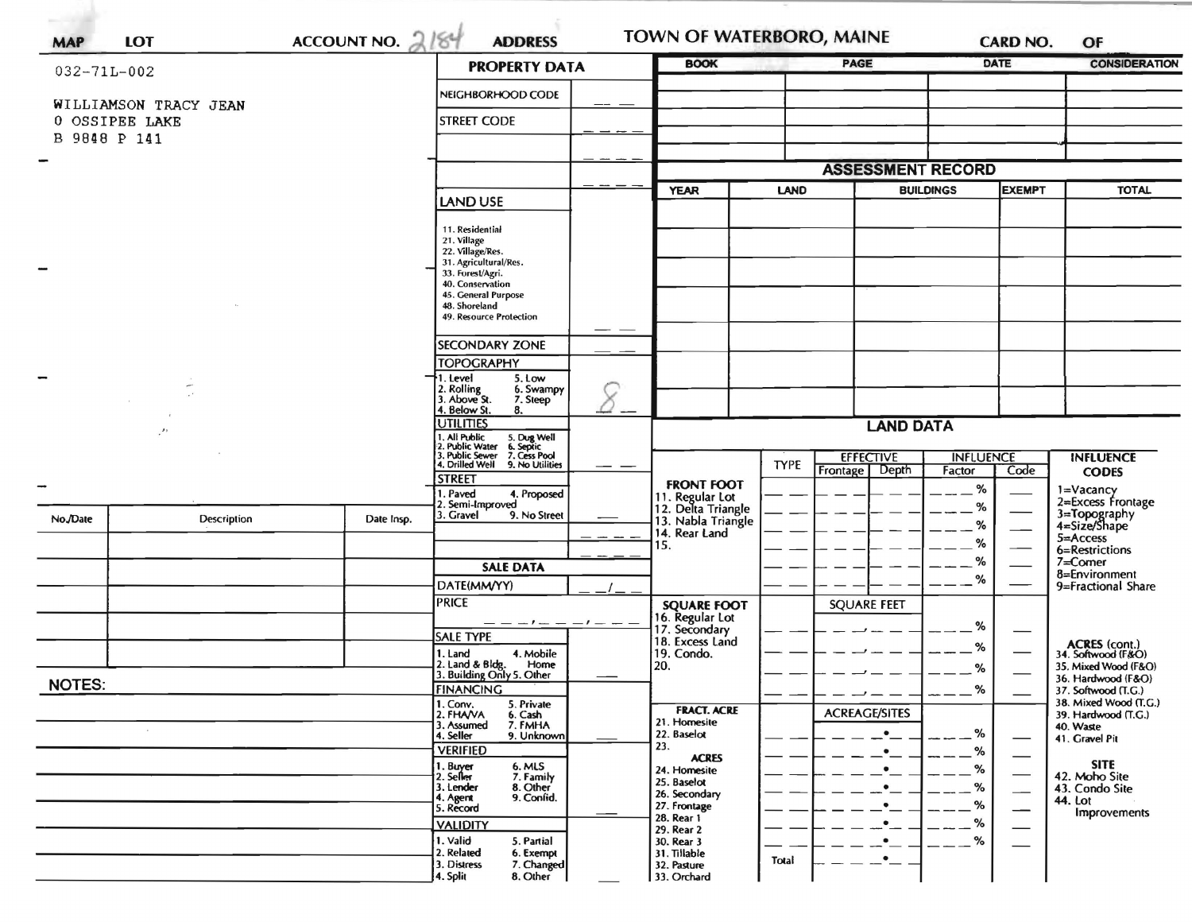| MAP | LOT | ACCOUNT NO. 2184 | ADDRESS | TOWN OF WATERBORO, MAINE | CARD NO. | OF |
|---|---|---|---|---|---|---|

032-71L-002

WILLIAMSON TRACY JEAN
0 OSSIPEE LAKE
B 9848 P 141

## PROPERTY DATA

| | |
|---|---|
| NEIGHBORHOOD CODE | |
| STREET CODE | |
| | |
| | |

**LAND USE**

11. Residential
21. Village
22. Village/Res.
31. Agricultural/Res.
33. Forest/Agri.
40. Conservation
45. General Purpose
48. Shoreland
49. Resource Protection

**SECONDARY ZONE**

**TOPOGRAPHY** — 8

1. Level
2. Rolling
3. Above St.
4. Below St.
5. Low
6. Swampy
7. Steep
8.

**UTILITIES**

1. All Public
2. Public Water
3. Public Sewer
4. Drilled Well
5. Dug Well
6. Septic
7. Cess Pool
9. No Utilities

**STREET**

1. Paved
2. Semi-Improved
3. Gravel
4. Proposed
9. No Street

**SALE DATA**

DATE(MM/YY)

PRICE

**SALE TYPE**

1. Land
2. Land & Bldg.
3. Building Only
4. Mobile Home
5. Other

**FINANCING**

1. Conv.
2. FHA/VA
3. Assumed
4. Seller
5. Private
6. Cash
7. FMHA
9. Unknown

**VERIFIED**

1. Buyer
2. Seller
3. Lender
4. Agent
5. Record
6. MLS
7. Family
8. Other
9. Confid.

**VALIDITY**

1. Valid
2. Related
3. Distress
4. Split
5. Partial
6. Exempt
7. Changed
8. Other

| BOOK | PAGE | DATE | CONSIDERATION |
|---|---|---|---|
| | | | |
| | | | |
| | | | |
| | | | |

## ASSESSMENT RECORD

| YEAR | LAND | BUILDINGS | EXEMPT | TOTAL |
|---|---|---|---|---|
| | | | | |
| | | | | |
| | | | | |
| | | | | |
| | | | | |
| | | | | |
| | | | | |

## LAND DATA

| | TYPE | EFFECTIVE Frontage | EFFECTIVE Depth | INFLUENCE Factor | INFLUENCE Code |
|---|---|---|---|---|---|
| **FRONT FOOT** | | | | | |
| 11. Regular Lot | | | | % | |
| 12. Delta Triangle | | | | % | |
| 13. Nabla Triangle | | | | % | |
| 14. Rear Land | | | | % | |
| 15. | | | | % | |
| | | | | % | |
| **SQUARE FOOT** | | SQUARE FEET | | | |
| 16. Regular Lot | | | | % | |
| 17. Secondary | | | | % | |
| 18. Excess Land | | | | % | |
| 19. Condo. | | | | % | |
| 20. | | | | | |
| **FRACT. ACRE** | | ACREAGE/SITES | | | |
| 21. Homesite | | | | % | |
| 22. Baselot | | | | % | |
| 23. | | | | % | |
| **ACRES** | | | | | |
| 24. Homesite | | | | % | |
| 25. Baselot | | | | % | |
| 26. Secondary | | | | % | |
| 27. Frontage | | | | % | |
| 28. Rear 1 | | | | % | |
| 29. Rear 2 | | | | % | |
| 30. Rear 3 | | | | | |
| 31. Tillable | Total | | | | |
| 32. Pasture | | | | | |
| 33. Orchard | | | | | |

**INFLUENCE CODES**

1=Vacancy
2=Excess Frontage
3=Topography
4=Size/Shape
5=Access
6=Restrictions
7=Corner
8=Environment
9=Fractional Share

**ACRES (cont.)**

34. Softwood (F&O)
35. Mixed Wood (F&O)
36. Hardwood (F&O)
37. Softwood (T.G.)
38. Mixed Wood (T.G.)
39. Hardwood (T.G.)
40. Waste
41. Gravel Pit

**SITE**

42. Moho Site
43. Condo Site
44. Lot Improvements

| No./Date | Description | Date Insp. |
|---|---|---|
| | | |
| | | |
| | | |
| | | |
| | | |

**NOTES:**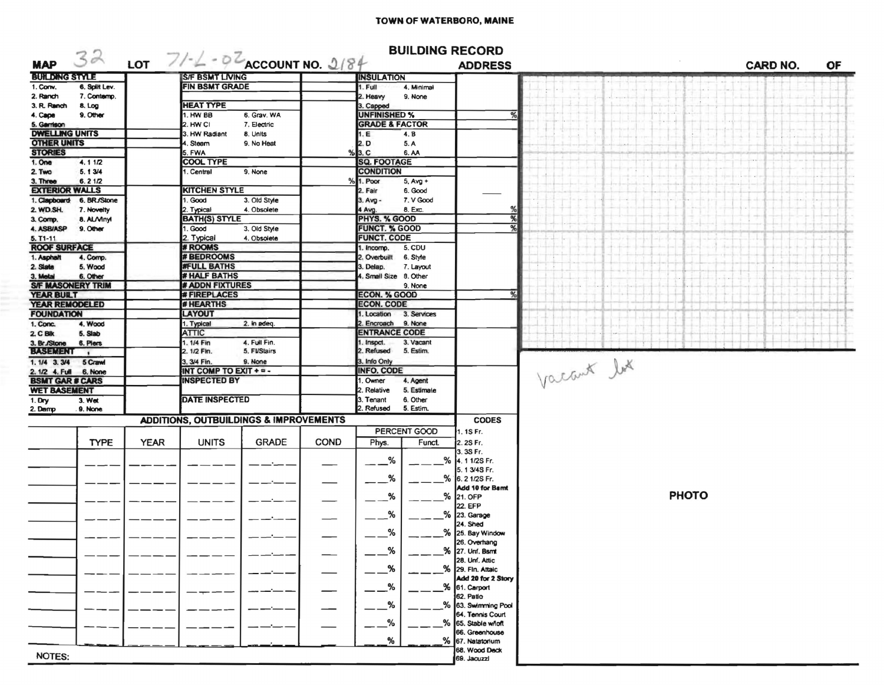**TOWN OF WATERBORO, MAINE**

**BUILDING RECORD**

**MAP** 32 **LOT** 71-L-02 **ACCOUNT NO.** 2184 **ADDRESS** **CARD NO.** **OF**

| | | | | | |
|---|---|---|---|---|---|
| **BUILDING STYLE**<br>1. Conv. 6. Split Lev.<br>2. Ranch 7. Contemp.<br>3. R. Ranch 8. Log<br>4. Cape 9. Other<br>5. Garrison | | **S/F BSMT LIVING** | | **INSULATION**<br>1. Full 4. Minimal<br>2. Heavy 9. None<br>3. Capped | |
| | | **FIN BSMT GRADE** | | | |
| **DWELLING UNITS** | | **HEAT TYPE**<br>1. HW BB 6. Grav. WA<br>2. HW CI 7. Electric<br>3. HW Radiant 8. Units<br>4. Steam 9. No Heat<br>5. FWA | % | **UNFINISHED %** | % |
| **OTHER UNITS** | | | | **GRADE & FACTOR**<br>1. E 4. B<br>2. D 5. A<br>3. C 6. AA | |
| **STORIES**<br>1. One 4. 1 1/2<br>2. Two 5. 1 3/4<br>3. Three 6. 2 1/2 | | **COOL TYPE**<br>1. Central 9. None | % | **SQ. FOOTAGE** | |
| **EXTERIOR WALLS**<br>1. Clapboard 6. BR./Stone<br>2. WD.SH. 7. Novelty<br>3. Comp. 8. AL/Vinyl<br>4. ASB/ASP 9. Other<br>5. T1-11 | | **KITCHEN STYLE**<br>1. Good 3. Old Style<br>2. Typical 4. Obsolete | | **CONDITION**<br>1. Poor 5. Avg +<br>2. Fair 6. Good<br>3. Avg - 7. V Good<br>4 Avg. 8. Exc. | |
| | | **BATH(S) STYLE**<br>1. Good 3. Old Style<br>2. Typical 4. Obsolete | | **PHYS. % GOOD** | % |
| | | | | **FUNCT. % GOOD** | % |
| **ROOF SURFACE**<br>1. Asphalt 4. Comp.<br>2. Slate 5. Wood<br>3. Metal 6. Other | | **# ROOMS** | | **FUNCT. CODE**<br>1. Incomp. 5. CDU<br>2. Overbuilt 6. Style<br>3. Delap. 7. Layout<br>4. Small Size 8. Other<br>9. None | |
| | | **# BEDROOMS** | | | |
| | | **#FULL BATHS** | | | |
| | | **# HALF BATHS** | | | |
| **S/F MASONERY TRIM** | | **# ADDN FIXTURES** | | | |
| **YEAR BUILT** | | **# FIREPLACES** | | **ECON. % GOOD** | % |
| **YEAR REMODELED** | | **# HEARTHS** | | **ECON. CODE**<br>1. Location 3. Services<br>2. Encroach 9. None | |
| **FOUNDATION**<br>1. Conc. 4. Wood<br>2. C Blk 5. Slab<br>3. Br./Stone 6. Piers | | **LAYOUT**<br>1. Typical 2. In adeq. | | | |
| | | **ATTIC**<br>1. 1/4 Fin 4. Full Fin.<br>2. 1/2 Fin. 5. Fl/Stairs<br>3. 3/4 Fin. 9. None | | **ENTRANCE CODE**<br>1. Inspct. 3. Vacant<br>2. Refused 5. Estim.<br>3. Info Only | |
| **BASEMENT**<br>1. 1/4 3. 3/4 5 Crawl<br>2. 1/2 4. Full 6. None | | | | | |
| **BSMT GAR # CARS** | | **INT COMP TO EXIT + = -** | | **INFO. CODE**<br>1. Owner 4. Agent<br>2. Relative 5. Estimate<br>3. Tenant 6. Other<br>2. Refused 5. Estim. | |
| **WET BASEMENT**<br>1. Dry 3. Wet<br>2. Damp 9. None | | **INSPECTED BY** | | | |
| | | **DATE INSPECTED** | | | |

**ADDITIONS, OUTBUILDINGS & IMPROVEMENTS**

| | TYPE | YEAR | UNITS | GRADE | COND | PERCENT GOOD Phys. | PERCENT GOOD Funct. |
|---|---|---|---|---|---|---|---|
| | | | | | | % | % |
| | | | | | | % | % |
| | | | | | | % | % |
| | | | | | | % | % |
| | | | | | | % | % |
| | | | | | | % | % |
| | | | | | | % | % |
| | | | | | | % | % |
| | | | | | | % | % |
| | | | | | | % | % |
| | | | | | | % | % |

**CODES**
1. 1S Fr.
2. 2S Fr.
3. 3S Fr.
4. 1 1/2S Fr.
5. 1 3/4S Fr.
6. 2 1/2S Fr.
**Add 10 for Bsmt**
21. OFP
22. EFP
23. Garage
24. Shed
25. Bay Window
26. Overhang
27. Unf. Bsmt
28. Unf. Attic
29. Fin. Attaic
**Add 20 for 2 Story**
61. Carport
62. Patio
63. Swimming Pool
64. Tennis Court
65. Stable w/loft
66. Greenhouse
67. Natatorium
68. Wood Deck
69. Jacuzzi

NOTES:

Vacant lot

**PHOTO**